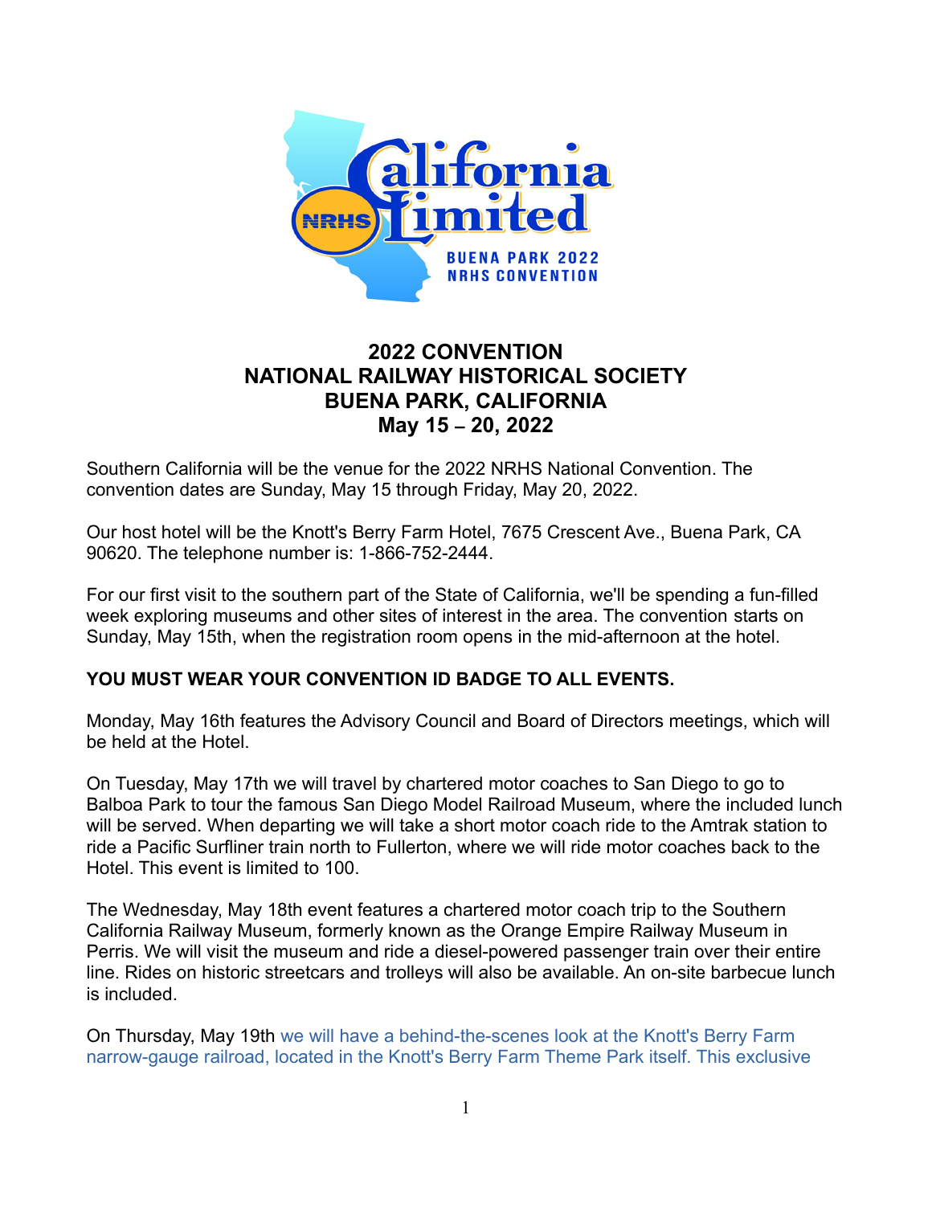## 2022 CONVENTION
## NATIONAL RAILWAY HISTORICAL SOCIETY
## BUENA PARK, CALIFORNIA
## May 15 – 20, 2022

Southern California will be the venue for the 2022 NRHS National Convention. The convention dates are Sunday, May 15 through Friday, May 20, 2022.

Our host hotel will be the Knott's Berry Farm Hotel, 7675 Crescent Ave., Buena Park, CA 90620. The telephone number is: 1-866-752-2444.

For our first visit to the southern part of the State of California, we'll be spending a fun-filled week exploring museums and other sites of interest in the area. The convention starts on Sunday, May 15th, when the registration room opens in the mid-afternoon at the hotel.

**YOU MUST WEAR YOUR CONVENTION ID BADGE TO ALL EVENTS.**

Monday, May 16th features the Advisory Council and Board of Directors meetings, which will be held at the Hotel.

On Tuesday, May 17th we will travel by chartered motor coaches to San Diego to go to Balboa Park to tour the famous San Diego Model Railroad Museum, where the included lunch will be served. When departing we will take a short motor coach ride to the Amtrak station to ride a Pacific Surfliner train north to Fullerton, where we will ride motor coaches back to the Hotel. This event is limited to 100.

The Wednesday, May 18th event features a chartered motor coach trip to the Southern California Railway Museum, formerly known as the Orange Empire Railway Museum in Perris. We will visit the museum and ride a diesel-powered passenger train over their entire line. Rides on historic streetcars and trolleys will also be available. An on-site barbecue lunch is included.

On Thursday, May 19th we will have a behind-the-scenes look at the Knott's Berry Farm narrow-gauge railroad, located in the Knott's Berry Farm Theme Park itself. This exclusive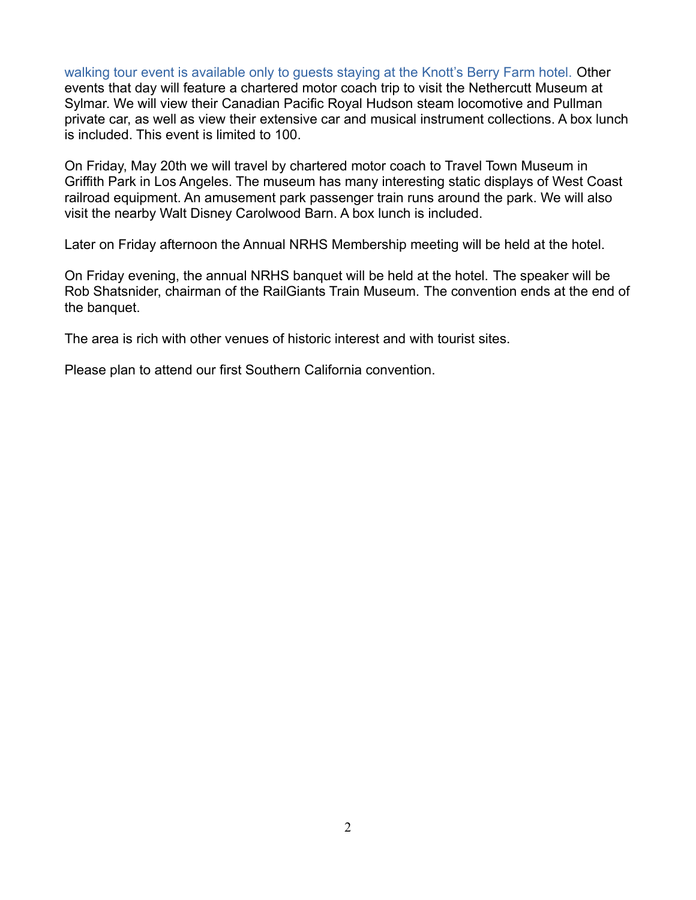walking tour event is available only to guests staying at the Knott's Berry Farm hotel. Other events that day will feature a chartered motor coach trip to visit the Nethercutt Museum at Sylmar. We will view their Canadian Pacific Royal Hudson steam locomotive and Pullman private car, as well as view their extensive car and musical instrument collections. A box lunch is included. This event is limited to 100.

On Friday, May 20th we will travel by chartered motor coach to Travel Town Museum in Griffith Park in Los Angeles. The museum has many interesting static displays of West Coast railroad equipment. An amusement park passenger train runs around the park. We will also visit the nearby Walt Disney Carolwood Barn. A box lunch is included.

Later on Friday afternoon the Annual NRHS Membership meeting will be held at the hotel.

On Friday evening, the annual NRHS banquet will be held at the hotel. The speaker will be Rob Shatsnider, chairman of the RailGiants Train Museum. The convention ends at the end of the banquet.

The area is rich with other venues of historic interest and with tourist sites.

Please plan to attend our first Southern California convention.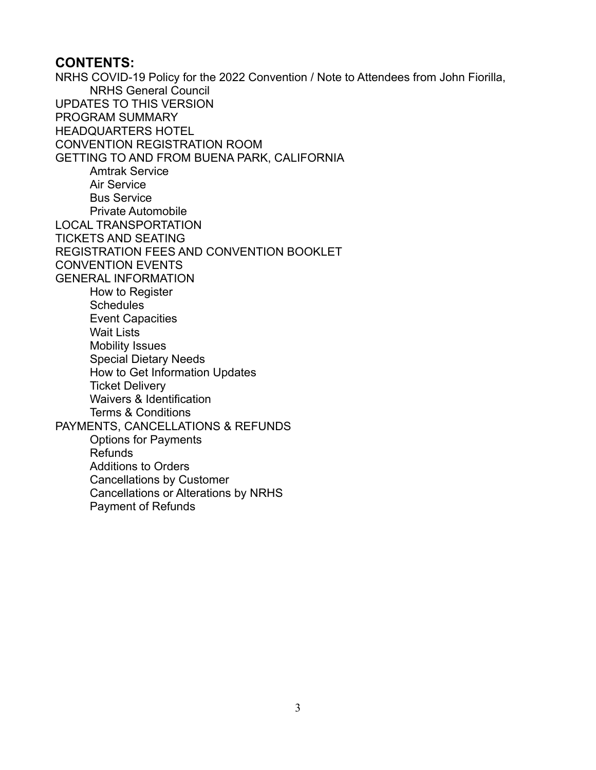## CONTENTS:

NRHS COVID-19 Policy for the 2022 Convention / Note to Attendees from John Fiorilla, NRHS General Council

UPDATES TO THIS VERSION

PROGRAM SUMMARY

HEADQUARTERS HOTEL

CONVENTION REGISTRATION ROOM

GETTING TO AND FROM BUENA PARK, CALIFORNIA

- Amtrak Service
- Air Service
- Bus Service
- Private Automobile

LOCAL TRANSPORTATION

TICKETS AND SEATING

REGISTRATION FEES AND CONVENTION BOOKLET

CONVENTION EVENTS

GENERAL INFORMATION

- How to Register
- Schedules
- Event Capacities
- Wait Lists
- Mobility Issues
- Special Dietary Needs
- How to Get Information Updates
- Ticket Delivery
- Waivers & Identification
- Terms & Conditions

PAYMENTS, CANCELLATIONS & REFUNDS

- Options for Payments
- Refunds
- Additions to Orders
- Cancellations by Customer
- Cancellations or Alterations by NRHS
- Payment of Refunds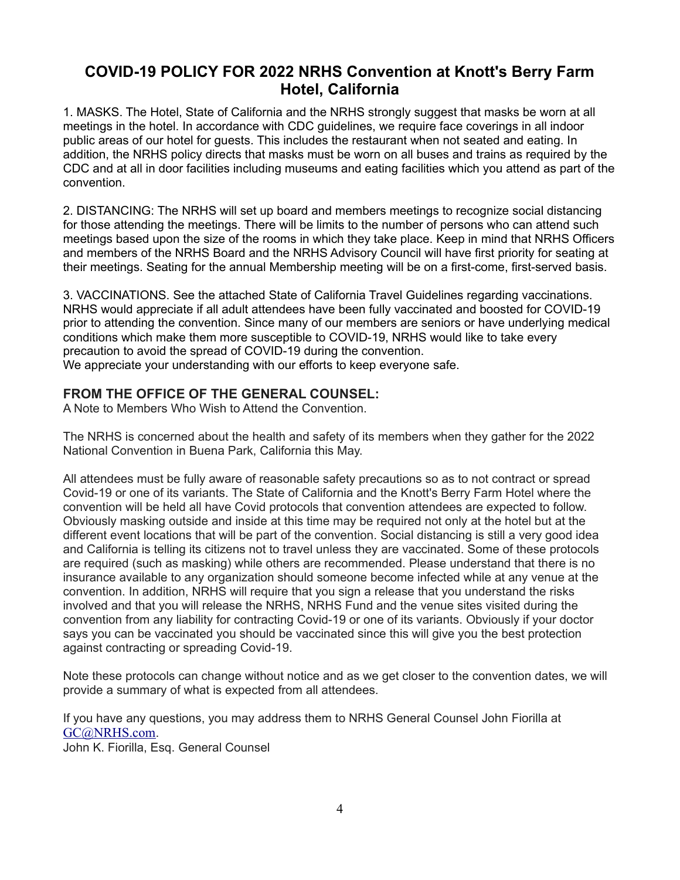## COVID-19 POLICY FOR 2022 NRHS Convention at Knott's Berry Farm Hotel, California

1. MASKS. The Hotel, State of California and the NRHS strongly suggest that masks be worn at all meetings in the hotel. In accordance with CDC guidelines, we require face coverings in all indoor public areas of our hotel for guests. This includes the restaurant when not seated and eating. In addition, the NRHS policy directs that masks must be worn on all buses and trains as required by the CDC and at all in door facilities including museums and eating facilities which you attend as part of the convention.

2. DISTANCING: The NRHS will set up board and members meetings to recognize social distancing for those attending the meetings. There will be limits to the number of persons who can attend such meetings based upon the size of the rooms in which they take place. Keep in mind that NRHS Officers and members of the NRHS Board and the NRHS Advisory Council will have first priority for seating at their meetings. Seating for the annual Membership meeting will be on a first-come, first-served basis.

3. VACCINATIONS. See the attached State of California Travel Guidelines regarding vaccinations. NRHS would appreciate if all adult attendees have been fully vaccinated and boosted for COVID-19 prior to attending the convention. Since many of our members are seniors or have underlying medical conditions which make them more susceptible to COVID-19, NRHS would like to take every precaution to avoid the spread of COVID-19 during the convention.
We appreciate your understanding with our efforts to keep everyone safe.

### FROM THE OFFICE OF THE GENERAL COUNSEL:

A Note to Members Who Wish to Attend the Convention.

The NRHS is concerned about the health and safety of its members when they gather for the 2022 National Convention in Buena Park, California this May.

All attendees must be fully aware of reasonable safety precautions so as to not contract or spread Covid-19 or one of its variants. The State of California and the Knott's Berry Farm Hotel where the convention will be held all have Covid protocols that convention attendees are expected to follow. Obviously masking outside and inside at this time may be required not only at the hotel but at the different event locations that will be part of the convention. Social distancing is still a very good idea and California is telling its citizens not to travel unless they are vaccinated. Some of these protocols are required (such as masking) while others are recommended. Please understand that there is no insurance available to any organization should someone become infected while at any venue at the convention. In addition, NRHS will require that you sign a release that you understand the risks involved and that you will release the NRHS, NRHS Fund and the venue sites visited during the convention from any liability for contracting Covid-19 or one of its variants. Obviously if your doctor says you can be vaccinated you should be vaccinated since this will give you the best protection against contracting or spreading Covid-19.

Note these protocols can change without notice and as we get closer to the convention dates, we will provide a summary of what is expected from all attendees.

If you have any questions, you may address them to NRHS General Counsel John Fiorilla at GC@NRHS.com.
John K. Fiorilla, Esq. General Counsel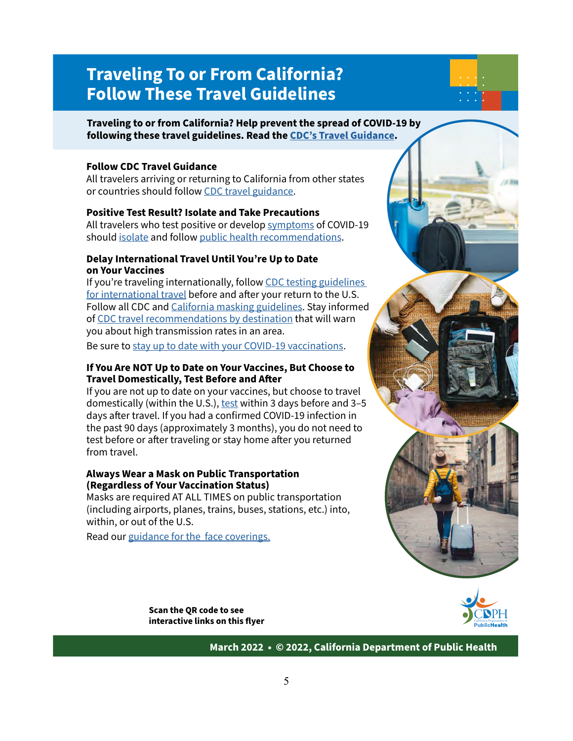# Traveling To or From California? Follow These Travel Guidelines

**Traveling to or from California? Help prevent the spread of COVID-19 by following these travel guidelines. Read the CDC's Travel Guidance.**

### Follow CDC Travel Guidance

All travelers arriving or returning to California from other states or countries should follow CDC travel guidance.

### Positive Test Result? Isolate and Take Precautions

All travelers who test positive or develop symptoms of COVID-19 should isolate and follow public health recommendations.

### Delay International Travel Until You're Up to Date on Your Vaccines

If you're traveling internationally, follow CDC testing guidelines for international travel before and after your return to the U.S. Follow all CDC and California masking guidelines. Stay informed of CDC travel recommendations by destination that will warn you about high transmission rates in an area.

Be sure to stay up to date with your COVID-19 vaccinations.

### If You Are NOT Up to Date on Your Vaccines, But Choose to Travel Domestically, Test Before and After

If you are not up to date on your vaccines, but choose to travel domestically (within the U.S.), test within 3 days before and 3–5 days after travel. If you had a confirmed COVID-19 infection in the past 90 days (approximately 3 months), you do not need to test before or after traveling or stay home after you returned from travel.

### Always Wear a Mask on Public Transportation (Regardless of Your Vaccination Status)

Masks are required AT ALL TIMES on public transportation (including airports, planes, trains, buses, stations, etc.) into, within, or out of the U.S.

Read our guidance for the face coverings.

**Scan the QR code to see interactive links on this flyer**

CDPH California Department of Public Health

**March 2022 • © 2022, California Department of Public Health**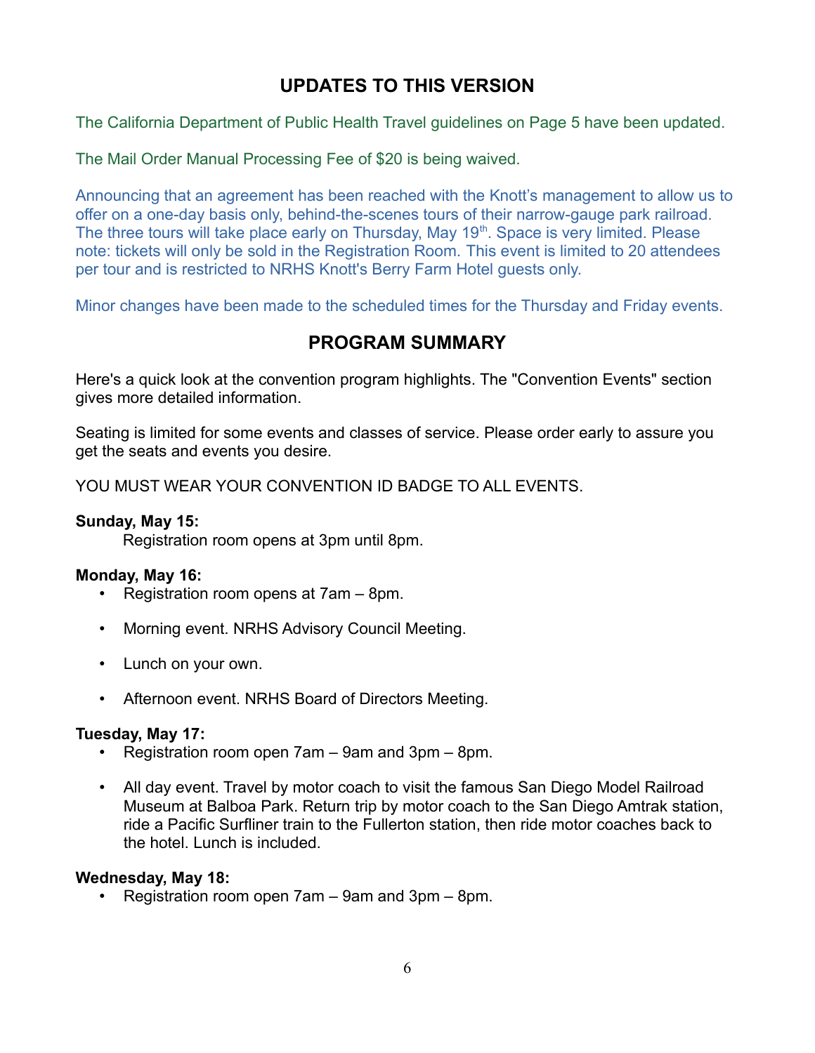## UPDATES TO THIS VERSION

The California Department of Public Health Travel guidelines on Page 5 have been updated.

The Mail Order Manual Processing Fee of $20 is being waived.

Announcing that an agreement has been reached with the Knott's management to allow us to offer on a one-day basis only, behind-the-scenes tours of their narrow-gauge park railroad. The three tours will take place early on Thursday, May 19th. Space is very limited. Please note: tickets will only be sold in the Registration Room. This event is limited to 20 attendees per tour and is restricted to NRHS Knott's Berry Farm Hotel guests only.

Minor changes have been made to the scheduled times for the Thursday and Friday events.

## PROGRAM SUMMARY

Here's a quick look at the convention program highlights. The "Convention Events" section gives more detailed information.

Seating is limited for some events and classes of service. Please order early to assure you get the seats and events you desire.

YOU MUST WEAR YOUR CONVENTION ID BADGE TO ALL EVENTS.

**Sunday, May 15:**

Registration room opens at 3pm until 8pm.

**Monday, May 16:**

- Registration room opens at 7am – 8pm.
- Morning event. NRHS Advisory Council Meeting.
- Lunch on your own.
- Afternoon event. NRHS Board of Directors Meeting.

**Tuesday, May 17:**

- Registration room open 7am – 9am and 3pm – 8pm.
- All day event. Travel by motor coach to visit the famous San Diego Model Railroad Museum at Balboa Park. Return trip by motor coach to the San Diego Amtrak station, ride a Pacific Surfliner train to the Fullerton station, then ride motor coaches back to the hotel. Lunch is included.

**Wednesday, May 18:**

- Registration room open 7am – 9am and 3pm – 8pm.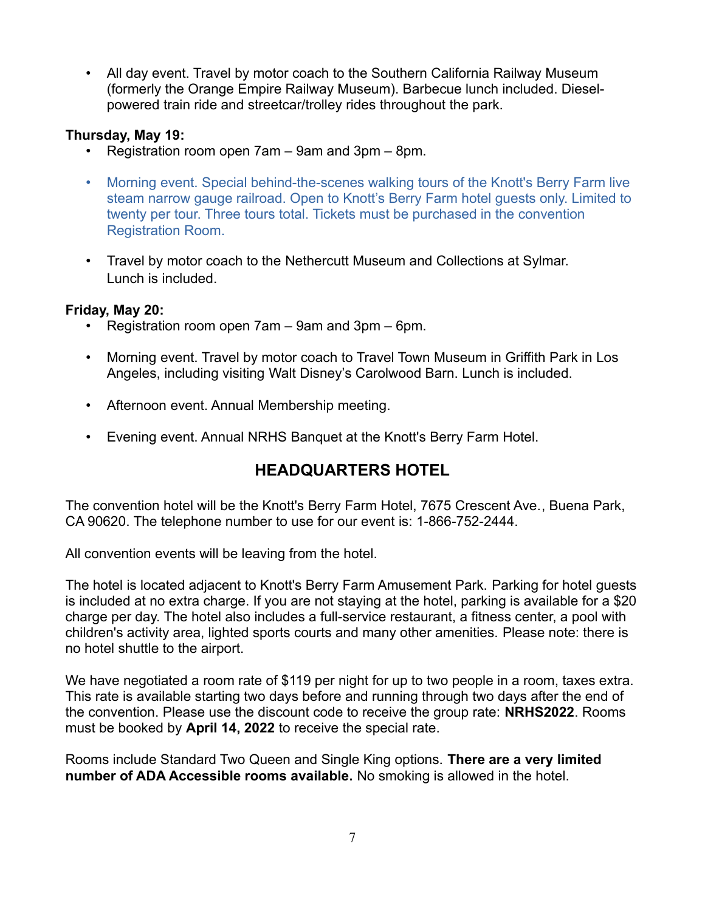- All day event. Travel by motor coach to the Southern California Railway Museum (formerly the Orange Empire Railway Museum). Barbecue lunch included. Diesel-powered train ride and streetcar/trolley rides throughout the park.

**Thursday, May 19:**

- Registration room open 7am – 9am and 3pm – 8pm.
- Morning event. Special behind-the-scenes walking tours of the Knott's Berry Farm live steam narrow gauge railroad. Open to Knott's Berry Farm hotel guests only. Limited to twenty per tour. Three tours total. Tickets must be purchased in the convention Registration Room.
- Travel by motor coach to the Nethercutt Museum and Collections at Sylmar. Lunch is included.

**Friday, May 20:**

- Registration room open 7am – 9am and 3pm – 6pm.
- Morning event. Travel by motor coach to Travel Town Museum in Griffith Park in Los Angeles, including visiting Walt Disney's Carolwood Barn. Lunch is included.
- Afternoon event. Annual Membership meeting.
- Evening event. Annual NRHS Banquet at the Knott's Berry Farm Hotel.

## HEADQUARTERS HOTEL

The convention hotel will be the Knott's Berry Farm Hotel, 7675 Crescent Ave., Buena Park, CA 90620. The telephone number to use for our event is: 1-866-752-2444.

All convention events will be leaving from the hotel.

The hotel is located adjacent to Knott's Berry Farm Amusement Park. Parking for hotel guests is included at no extra charge. If you are not staying at the hotel, parking is available for a $20 charge per day. The hotel also includes a full-service restaurant, a fitness center, a pool with children's activity area, lighted sports courts and many other amenities. Please note: there is no hotel shuttle to the airport.

We have negotiated a room rate of $119 per night for up to two people in a room, taxes extra. This rate is available starting two days before and running through two days after the end of the convention. Please use the discount code to receive the group rate: **NRHS2022**. Rooms must be booked by **April 14, 2022** to receive the special rate.

Rooms include Standard Two Queen and Single King options. **There are a very limited number of ADA Accessible rooms available.** No smoking is allowed in the hotel.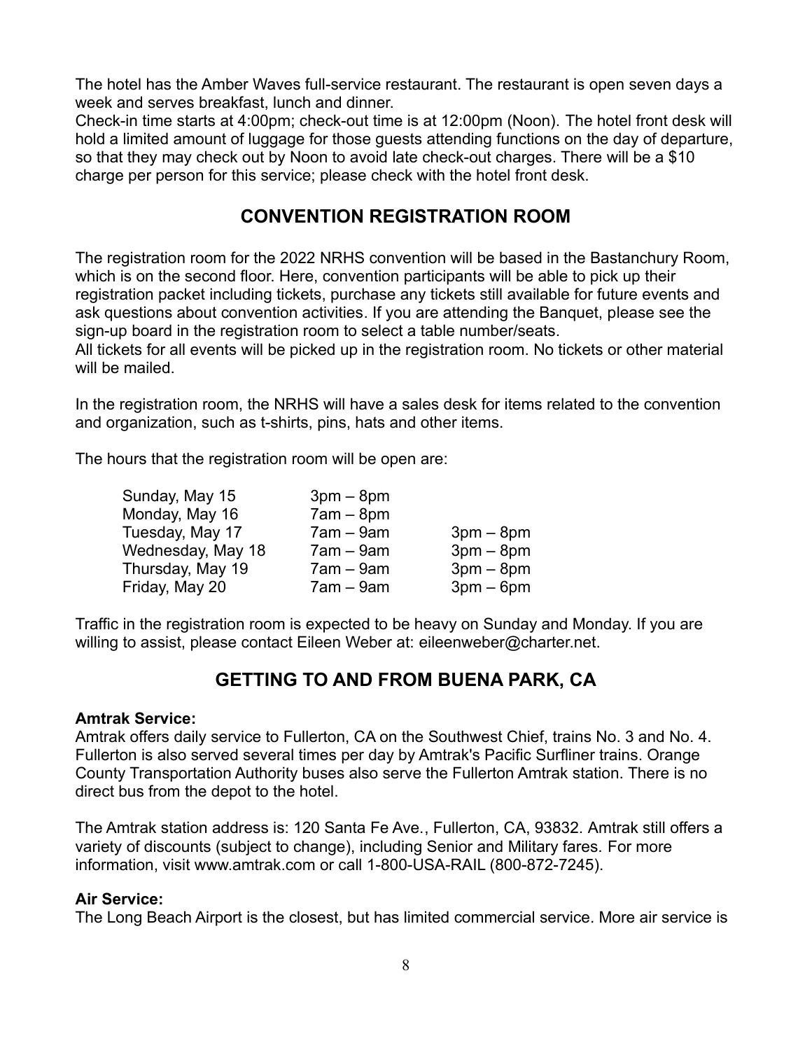The hotel has the Amber Waves full-service restaurant. The restaurant is open seven days a week and serves breakfast, lunch and dinner.

Check-in time starts at 4:00pm; check-out time is at 12:00pm (Noon). The hotel front desk will hold a limited amount of luggage for those guests attending functions on the day of departure, so that they may check out by Noon to avoid late check-out charges. There will be a $10 charge per person for this service; please check with the hotel front desk.

## CONVENTION REGISTRATION ROOM

The registration room for the 2022 NRHS convention will be based in the Bastanchury Room, which is on the second floor. Here, convention participants will be able to pick up their registration packet including tickets, purchase any tickets still available for future events and ask questions about convention activities. If you are attending the Banquet, please see the sign-up board in the registration room to select a table number/seats.

All tickets for all events will be picked up in the registration room. No tickets or other material will be mailed.

In the registration room, the NRHS will have a sales desk for items related to the convention and organization, such as t-shirts, pins, hats and other items.

The hours that the registration room will be open are:

| | | |
|---|---|---|
| Sunday, May 15 | 3pm – 8pm | |
| Monday, May 16 | 7am – 8pm | |
| Tuesday, May 17 | 7am – 9am | 3pm – 8pm |
| Wednesday, May 18 | 7am – 9am | 3pm – 8pm |
| Thursday, May 19 | 7am – 9am | 3pm – 8pm |
| Friday, May 20 | 7am – 9am | 3pm – 6pm |

Traffic in the registration room is expected to be heavy on Sunday and Monday. If you are willing to assist, please contact Eileen Weber at: eileenweber@charter.net.

## GETTING TO AND FROM BUENA PARK, CA

**Amtrak Service:**

Amtrak offers daily service to Fullerton, CA on the Southwest Chief, trains No. 3 and No. 4. Fullerton is also served several times per day by Amtrak's Pacific Surfliner trains. Orange County Transportation Authority buses also serve the Fullerton Amtrak station. There is no direct bus from the depot to the hotel.

The Amtrak station address is: 120 Santa Fe Ave., Fullerton, CA, 93832. Amtrak still offers a variety of discounts (subject to change), including Senior and Military fares. For more information, visit www.amtrak.com or call 1-800-USA-RAIL (800-872-7245).

**Air Service:**

The Long Beach Airport is the closest, but has limited commercial service. More air service is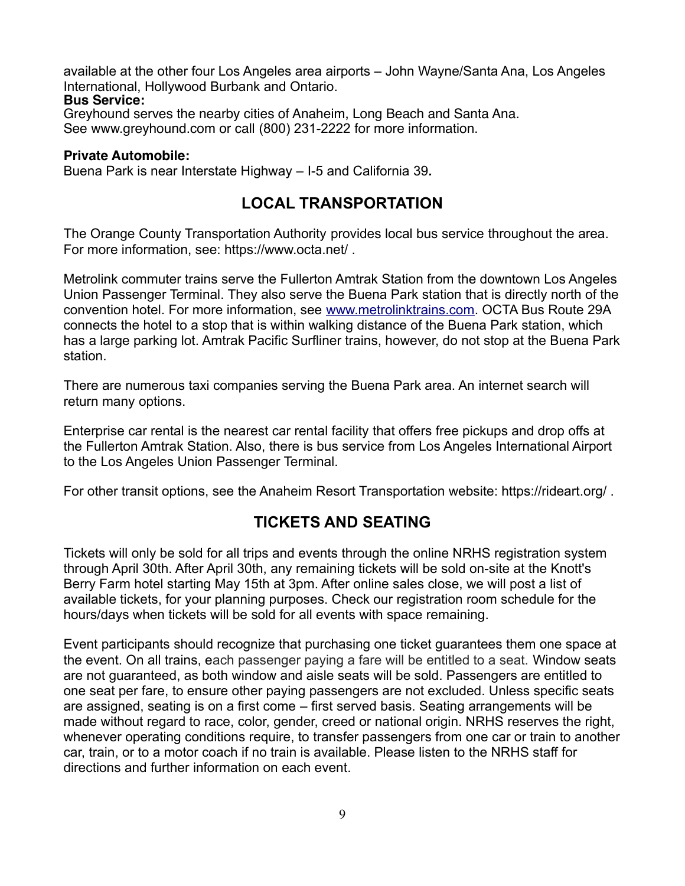available at the other four Los Angeles area airports – John Wayne/Santa Ana, Los Angeles International, Hollywood Burbank and Ontario.

**Bus Service:**
Greyhound serves the nearby cities of Anaheim, Long Beach and Santa Ana.
See www.greyhound.com or call (800) 231-2222 for more information.

**Private Automobile:**
Buena Park is near Interstate Highway – I-5 and California 39**.**

## LOCAL TRANSPORTATION

The Orange County Transportation Authority provides local bus service throughout the area. For more information, see: https://www.octa.net/ .

Metrolink commuter trains serve the Fullerton Amtrak Station from the downtown Los Angeles Union Passenger Terminal. They also serve the Buena Park station that is directly north of the convention hotel. For more information, see [www.metrolinktrains.com](http://www.metrolinktrains.com). OCTA Bus Route 29A connects the hotel to a stop that is within walking distance of the Buena Park station, which has a large parking lot. Amtrak Pacific Surfliner trains, however, do not stop at the Buena Park station.

There are numerous taxi companies serving the Buena Park area. An internet search will return many options.

Enterprise car rental is the nearest car rental facility that offers free pickups and drop offs at the Fullerton Amtrak Station. Also, there is bus service from Los Angeles International Airport to the Los Angeles Union Passenger Terminal.

For other transit options, see the Anaheim Resort Transportation website: https://rideart.org/ .

## TICKETS AND SEATING

Tickets will only be sold for all trips and events through the online NRHS registration system through April 30th. After April 30th, any remaining tickets will be sold on-site at the Knott's Berry Farm hotel starting May 15th at 3pm. After online sales close, we will post a list of available tickets, for your planning purposes. Check our registration room schedule for the hours/days when tickets will be sold for all events with space remaining.

Event participants should recognize that purchasing one ticket guarantees them one space at the event. On all trains, each passenger paying a fare will be entitled to a seat. Window seats are not guaranteed, as both window and aisle seats will be sold. Passengers are entitled to one seat per fare, to ensure other paying passengers are not excluded. Unless specific seats are assigned, seating is on a first come – first served basis. Seating arrangements will be made without regard to race, color, gender, creed or national origin. NRHS reserves the right, whenever operating conditions require, to transfer passengers from one car or train to another car, train, or to a motor coach if no train is available. Please listen to the NRHS staff for directions and further information on each event.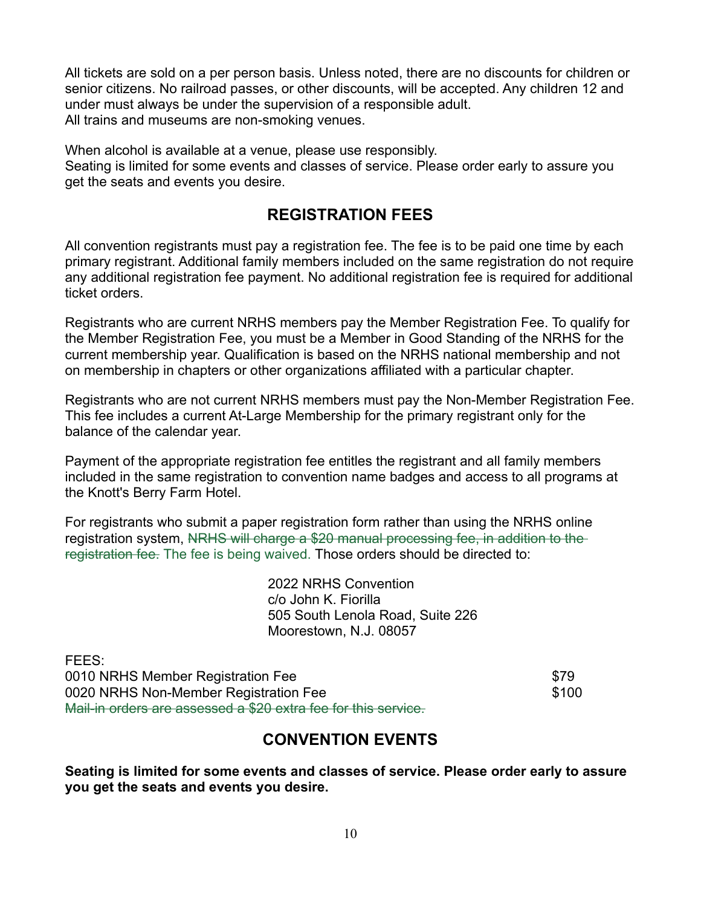All tickets are sold on a per person basis. Unless noted, there are no discounts for children or senior citizens. No railroad passes, or other discounts, will be accepted. Any children 12 and under must always be under the supervision of a responsible adult.
All trains and museums are non-smoking venues.

When alcohol is available at a venue, please use responsibly.
Seating is limited for some events and classes of service. Please order early to assure you get the seats and events you desire.

## REGISTRATION FEES

All convention registrants must pay a registration fee. The fee is to be paid one time by each primary registrant. Additional family members included on the same registration do not require any additional registration fee payment. No additional registration fee is required for additional ticket orders.

Registrants who are current NRHS members pay the Member Registration Fee. To qualify for the Member Registration Fee, you must be a Member in Good Standing of the NRHS for the current membership year. Qualification is based on the NRHS national membership and not on membership in chapters or other organizations affiliated with a particular chapter.

Registrants who are not current NRHS members must pay the Non-Member Registration Fee. This fee includes a current At-Large Membership for the primary registrant only for the balance of the calendar year.

Payment of the appropriate registration fee entitles the registrant and all family members included in the same registration to convention name badges and access to all programs at the Knott's Berry Farm Hotel.

For registrants who submit a paper registration form rather than using the NRHS online registration system, ~~NRHS will charge a $20 manual processing fee, in addition to the registration fee.~~ The fee is being waived. Those orders should be directed to:

2022 NRHS Convention
c/o John K. Fiorilla
505 South Lenola Road, Suite 226
Moorestown, N.J. 08057

FEES:

| | |
|---|---|
| 0010 NRHS Member Registration Fee | $79 |
| 0020 NRHS Non-Member Registration Fee | $100 |

~~Mail-in orders are assessed a $20 extra fee for this service.~~

## CONVENTION EVENTS

**Seating is limited for some events and classes of service. Please order early to assure you get the seats and events you desire.**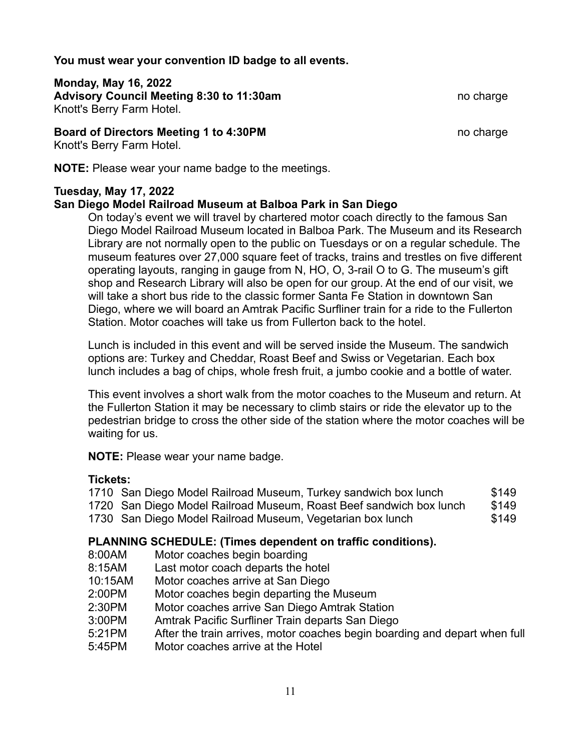**You must wear your convention ID badge to all events.**

**Monday, May 16, 2022**

**Advisory Council Meeting 8:30 to 11:30am** no charge
Knott's Berry Farm Hotel.

**Board of Directors Meeting 1 to 4:30PM** no charge
Knott's Berry Farm Hotel.

**NOTE:** Please wear your name badge to the meetings.

**Tuesday, May 17, 2022**

**San Diego Model Railroad Museum at Balboa Park in San Diego**

On today's event we will travel by chartered motor coach directly to the famous San Diego Model Railroad Museum located in Balboa Park. The Museum and its Research Library are not normally open to the public on Tuesdays or on a regular schedule. The museum features over 27,000 square feet of tracks, trains and trestles on five different operating layouts, ranging in gauge from N, HO, O, 3-rail O to G. The museum's gift shop and Research Library will also be open for our group. At the end of our visit, we will take a short bus ride to the classic former Santa Fe Station in downtown San Diego, where we will board an Amtrak Pacific Surfliner train for a ride to the Fullerton Station. Motor coaches will take us from Fullerton back to the hotel.

Lunch is included in this event and will be served inside the Museum. The sandwich options are: Turkey and Cheddar, Roast Beef and Swiss or Vegetarian. Each box lunch includes a bag of chips, whole fresh fruit, a jumbo cookie and a bottle of water.

This event involves a short walk from the motor coaches to the Museum and return. At the Fullerton Station it may be necessary to climb stairs or ride the elevator up to the pedestrian bridge to cross the other side of the station where the motor coaches will be waiting for us.

**NOTE:** Please wear your name badge.

**Tickets:**

| | | |
|---|---|---|
| 1710 | San Diego Model Railroad Museum, Turkey sandwich box lunch | $149 |
| 1720 | San Diego Model Railroad Museum, Roast Beef sandwich box lunch | $149 |
| 1730 | San Diego Model Railroad Museum, Vegetarian box lunch | $149 |

**PLANNING SCHEDULE: (Times dependent on traffic conditions).**

| | |
|---|---|
| 8:00AM | Motor coaches begin boarding |
| 8:15AM | Last motor coach departs the hotel |
| 10:15AM | Motor coaches arrive at San Diego |
| 2:00PM | Motor coaches begin departing the Museum |
| 2:30PM | Motor coaches arrive San Diego Amtrak Station |
| 3:00PM | Amtrak Pacific Surfliner Train departs San Diego |
| 5:21PM | After the train arrives, motor coaches begin boarding and depart when full |
| 5:45PM | Motor coaches arrive at the Hotel |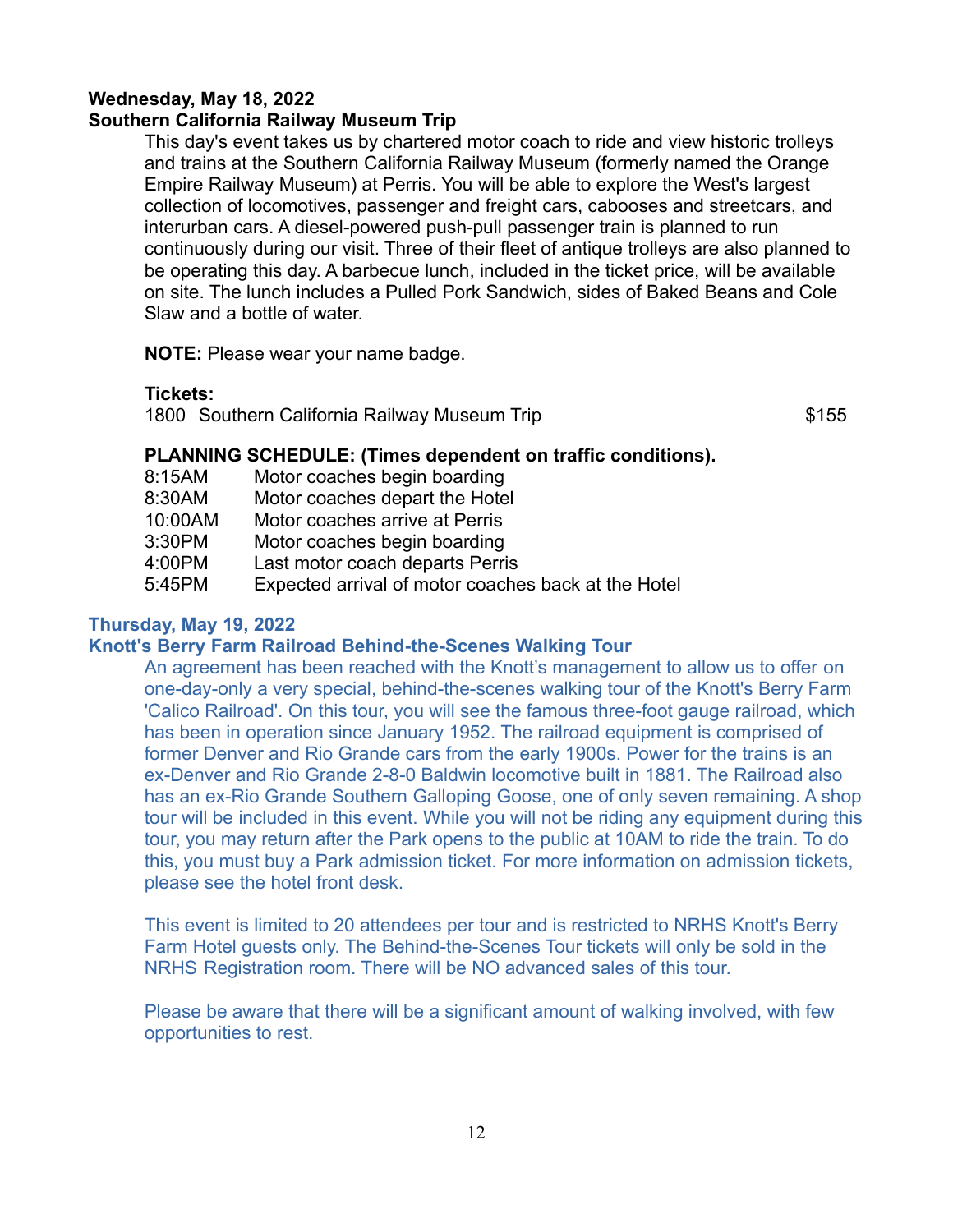**Wednesday, May 18, 2022**
**Southern California Railway Museum Trip**

This day's event takes us by chartered motor coach to ride and view historic trolleys and trains at the Southern California Railway Museum (formerly named the Orange Empire Railway Museum) at Perris. You will be able to explore the West's largest collection of locomotives, passenger and freight cars, cabooses and streetcars, and interurban cars. A diesel-powered push-pull passenger train is planned to run continuously during our visit. Three of their fleet of antique trolleys are also planned to be operating this day. A barbecue lunch, included in the ticket price, will be available on site. The lunch includes a Pulled Pork Sandwich, sides of Baked Beans and Cole Slaw and a bottle of water.

**NOTE:** Please wear your name badge.

**Tickets:**

| | | |
|---|---|---|
| 1800 | Southern California Railway Museum Trip | $155 |

**PLANNING SCHEDULE: (Times dependent on traffic conditions).**

| | |
|---|---|
| 8:15AM | Motor coaches begin boarding |
| 8:30AM | Motor coaches depart the Hotel |
| 10:00AM | Motor coaches arrive at Perris |
| 3:30PM | Motor coaches begin boarding |
| 4:00PM | Last motor coach departs Perris |
| 5:45PM | Expected arrival of motor coaches back at the Hotel |

**Thursday, May 19, 2022**
**Knott's Berry Farm Railroad Behind-the-Scenes Walking Tour**

An agreement has been reached with the Knott's management to allow us to offer on one-day-only a very special, behind-the-scenes walking tour of the Knott's Berry Farm 'Calico Railroad'. On this tour, you will see the famous three-foot gauge railroad, which has been in operation since January 1952. The railroad equipment is comprised of former Denver and Rio Grande cars from the early 1900s. Power for the trains is an ex-Denver and Rio Grande 2-8-0 Baldwin locomotive built in 1881. The Railroad also has an ex-Rio Grande Southern Galloping Goose, one of only seven remaining. A shop tour will be included in this event. While you will not be riding any equipment during this tour, you may return after the Park opens to the public at 10AM to ride the train. To do this, you must buy a Park admission ticket. For more information on admission tickets, please see the hotel front desk.

This event is limited to 20 attendees per tour and is restricted to NRHS Knott's Berry Farm Hotel guests only. The Behind-the-Scenes Tour tickets will only be sold in the NRHS Registration room. There will be NO advanced sales of this tour.

Please be aware that there will be a significant amount of walking involved, with few opportunities to rest.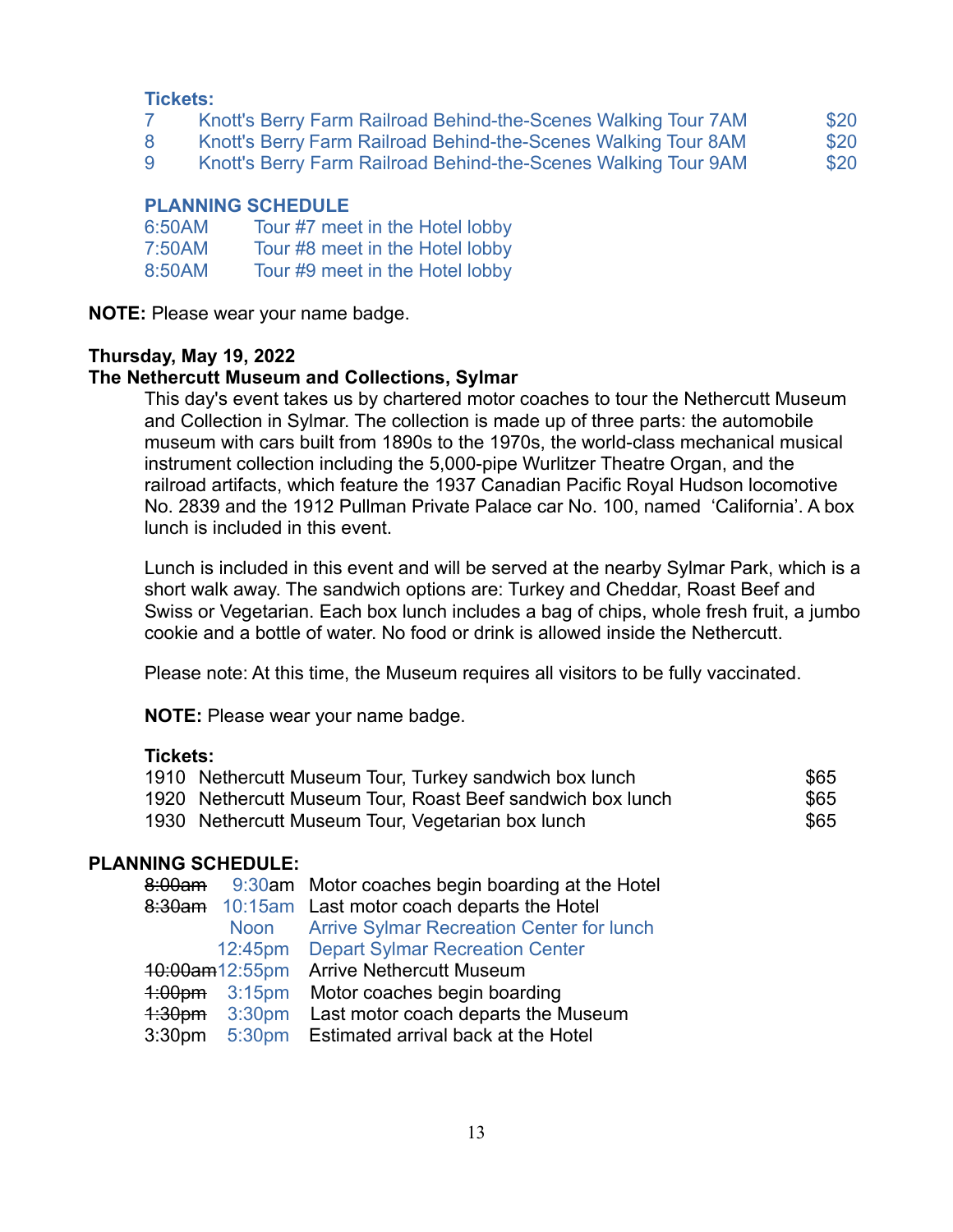**Tickets:**

| | | |
|---|---|---|
| 7 | Knott's Berry Farm Railroad Behind-the-Scenes Walking Tour 7AM | $20 |
| 8 | Knott's Berry Farm Railroad Behind-the-Scenes Walking Tour 8AM | $20 |
| 9 | Knott's Berry Farm Railroad Behind-the-Scenes Walking Tour 9AM | $20 |

**PLANNING SCHEDULE**

| | |
|---|---|
| 6:50AM | Tour #7 meet in the Hotel lobby |
| 7:50AM | Tour #8 meet in the Hotel lobby |
| 8:50AM | Tour #9 meet in the Hotel lobby |

**NOTE:** Please wear your name badge.

**Thursday, May 19, 2022**
**The Nethercutt Museum and Collections, Sylmar**

This day's event takes us by chartered motor coaches to tour the Nethercutt Museum and Collection in Sylmar. The collection is made up of three parts: the automobile museum with cars built from 1890s to the 1970s, the world-class mechanical musical instrument collection including the 5,000-pipe Wurlitzer Theatre Organ, and the railroad artifacts, which feature the 1937 Canadian Pacific Royal Hudson locomotive No. 2839 and the 1912 Pullman Private Palace car No. 100, named 'California'. A box lunch is included in this event.

Lunch is included in this event and will be served at the nearby Sylmar Park, which is a short walk away. The sandwich options are: Turkey and Cheddar, Roast Beef and Swiss or Vegetarian. Each box lunch includes a bag of chips, whole fresh fruit, a jumbo cookie and a bottle of water. No food or drink is allowed inside the Nethercutt.

Please note: At this time, the Museum requires all visitors to be fully vaccinated.

**NOTE:** Please wear your name badge.

**Tickets:**

| | | |
|---|---|---|
| 1910 | Nethercutt Museum Tour, Turkey sandwich box lunch | $65 |
| 1920 | Nethercutt Museum Tour, Roast Beef sandwich box lunch | $65 |
| 1930 | Nethercutt Museum Tour, Vegetarian box lunch | $65 |

**PLANNING SCHEDULE:**

| | | |
|---|---|---|
| ~~8:00am~~ | 9:30am | Motor coaches begin boarding at the Hotel |
| ~~8:30am~~ | 10:15am | Last motor coach departs the Hotel |
| | Noon | Arrive Sylmar Recreation Center for lunch |
| | 12:45pm | Depart Sylmar Recreation Center |
| ~~10:00am~~ | 12:55pm | Arrive Nethercutt Museum |
| ~~1:00pm~~ | 3:15pm | Motor coaches begin boarding |
| ~~1:30pm~~ | 3:30pm | Last motor coach departs the Museum |
| 3:30pm | 5:30pm | Estimated arrival back at the Hotel |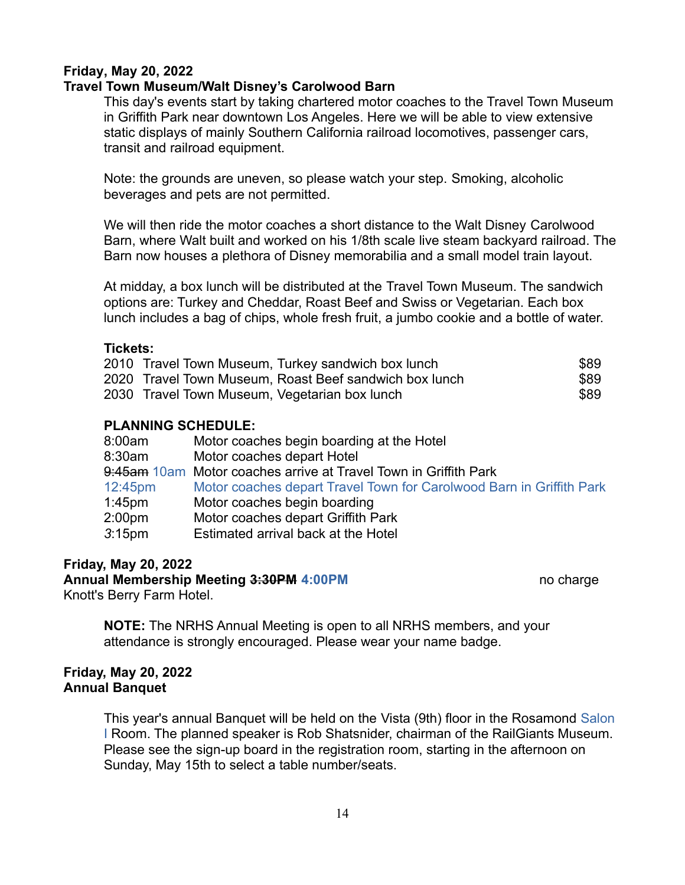**Friday, May 20, 2022**
**Travel Town Museum/Walt Disney's Carolwood Barn**

This day's events start by taking chartered motor coaches to the Travel Town Museum in Griffith Park near downtown Los Angeles. Here we will be able to view extensive static displays of mainly Southern California railroad locomotives, passenger cars, transit and railroad equipment.

Note: the grounds are uneven, so please watch your step. Smoking, alcoholic beverages and pets are not permitted.

We will then ride the motor coaches a short distance to the Walt Disney Carolwood Barn, where Walt built and worked on his 1/8th scale live steam backyard railroad. The Barn now houses a plethora of Disney memorabilia and a small model train layout.

At midday, a box lunch will be distributed at the Travel Town Museum. The sandwich options are: Turkey and Cheddar, Roast Beef and Swiss or Vegetarian. Each box lunch includes a bag of chips, whole fresh fruit, a jumbo cookie and a bottle of water.

**Tickets:**

| | | |
|---|---|---|
| 2010 | Travel Town Museum, Turkey sandwich box lunch | $89 |
| 2020 | Travel Town Museum, Roast Beef sandwich box lunch | $89 |
| 2030 | Travel Town Museum, Vegetarian box lunch | $89 |

**PLANNING SCHEDULE:**

| | |
|---|---|
| 8:00am | Motor coaches begin boarding at the Hotel |
| 8:30am | Motor coaches depart Hotel |
| ~~9:45am~~ 10am | Motor coaches arrive at Travel Town in Griffith Park |
| 12:45pm | Motor coaches depart Travel Town for Carolwood Barn in Griffith Park |
| 1:45pm | Motor coaches begin boarding |
| 2:00pm | Motor coaches depart Griffith Park |
| 3:15pm | Estimated arrival back at the Hotel |

**Friday, May 20, 2022**
**Annual Membership Meeting ~~3:30PM~~ 4:00PM** no charge
Knott's Berry Farm Hotel.

**NOTE:** The NRHS Annual Meeting is open to all NRHS members, and your attendance is strongly encouraged. Please wear your name badge.

**Friday, May 20, 2022**
**Annual Banquet**

This year's annual Banquet will be held on the Vista (9th) floor in the Rosamond Salon I Room. The planned speaker is Rob Shatsnider, chairman of the RailGiants Museum. Please see the sign-up board in the registration room, starting in the afternoon on Sunday, May 15th to select a table number/seats.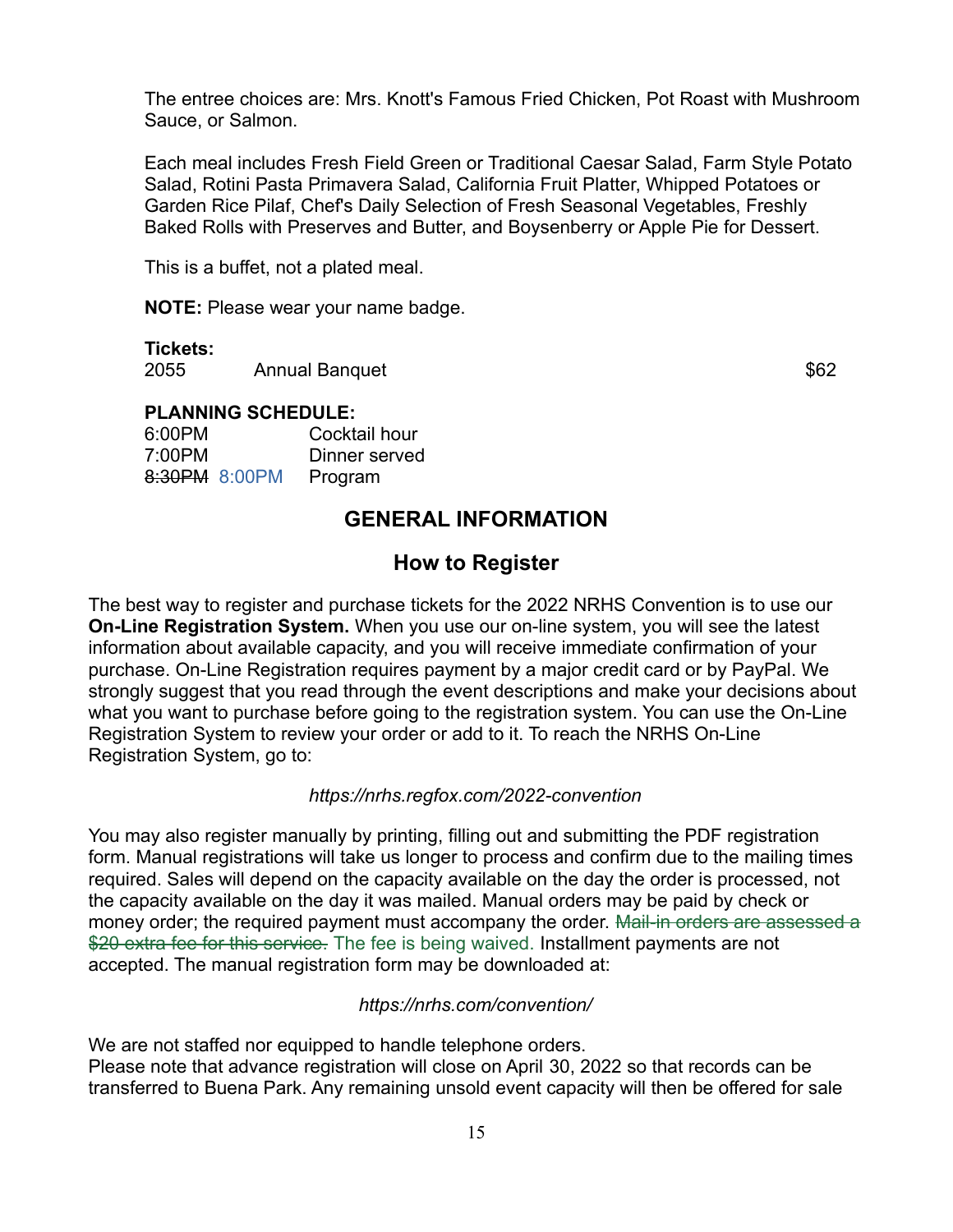The entree choices are: Mrs. Knott's Famous Fried Chicken, Pot Roast with Mushroom Sauce, or Salmon.

Each meal includes Fresh Field Green or Traditional Caesar Salad, Farm Style Potato Salad, Rotini Pasta Primavera Salad, California Fruit Platter, Whipped Potatoes or Garden Rice Pilaf, Chef's Daily Selection of Fresh Seasonal Vegetables, Freshly Baked Rolls with Preserves and Butter, and Boysenberry or Apple Pie for Dessert.

This is a buffet, not a plated meal.

**NOTE:** Please wear your name badge.

**Tickets:**

| | | |
|---|---|---|
| 2055 | Annual Banquet | $62 |

**PLANNING SCHEDULE:**

| | |
|---|---|
| 6:00PM | Cocktail hour |
| 7:00PM | Dinner served |
| ~~8:30PM~~ 8:00PM | Program |

## GENERAL INFORMATION

### How to Register

The best way to register and purchase tickets for the 2022 NRHS Convention is to use our **On-Line Registration System.** When you use our on-line system, you will see the latest information about available capacity, and you will receive immediate confirmation of your purchase. On-Line Registration requires payment by a major credit card or by PayPal. We strongly suggest that you read through the event descriptions and make your decisions about what you want to purchase before going to the registration system. You can use the On-Line Registration System to review your order or add to it. To reach the NRHS On-Line Registration System, go to:

*https://nrhs.regfox.com/2022-convention*

You may also register manually by printing, filling out and submitting the PDF registration form. Manual registrations will take us longer to process and confirm due to the mailing times required. Sales will depend on the capacity available on the day the order is processed, not the capacity available on the day it was mailed. Manual orders may be paid by check or money order; the required payment must accompany the order. ~~Mail-in orders are assessed a $20 extra fee for this service.~~ The fee is being waived. Installment payments are not accepted. The manual registration form may be downloaded at:

*https://nrhs.com/convention/*

We are not staffed nor equipped to handle telephone orders.
Please note that advance registration will close on April 30, 2022 so that records can be transferred to Buena Park. Any remaining unsold event capacity will then be offered for sale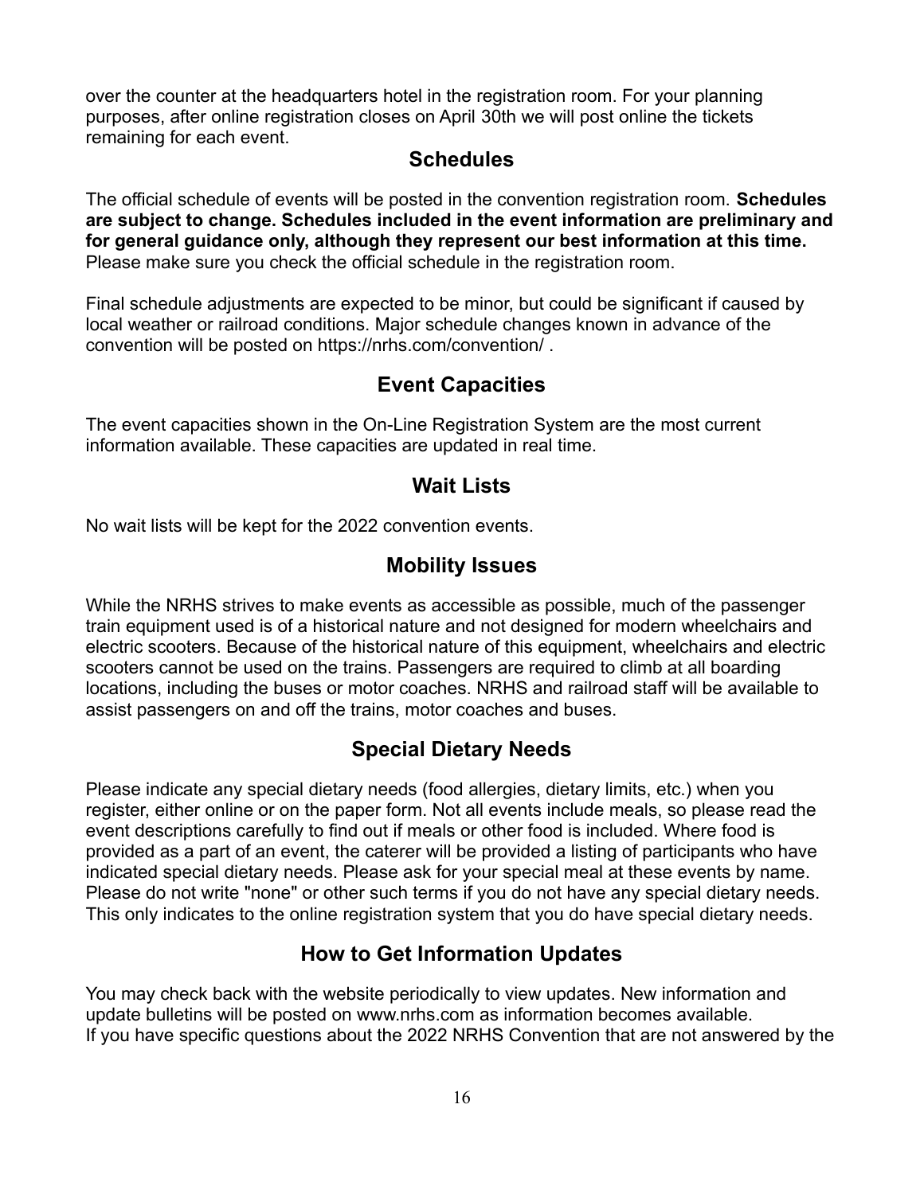over the counter at the headquarters hotel in the registration room. For your planning purposes, after online registration closes on April 30th we will post online the tickets remaining for each event.

## Schedules

The official schedule of events will be posted in the convention registration room. **Schedules are subject to change. Schedules included in the event information are preliminary and for general guidance only, although they represent our best information at this time.** Please make sure you check the official schedule in the registration room.

Final schedule adjustments are expected to be minor, but could be significant if caused by local weather or railroad conditions. Major schedule changes known in advance of the convention will be posted on https://nrhs.com/convention/ .

## Event Capacities

The event capacities shown in the On-Line Registration System are the most current information available. These capacities are updated in real time.

## Wait Lists

No wait lists will be kept for the 2022 convention events.

## Mobility Issues

While the NRHS strives to make events as accessible as possible, much of the passenger train equipment used is of a historical nature and not designed for modern wheelchairs and electric scooters. Because of the historical nature of this equipment, wheelchairs and electric scooters cannot be used on the trains. Passengers are required to climb at all boarding locations, including the buses or motor coaches. NRHS and railroad staff will be available to assist passengers on and off the trains, motor coaches and buses.

## Special Dietary Needs

Please indicate any special dietary needs (food allergies, dietary limits, etc.) when you register, either online or on the paper form. Not all events include meals, so please read the event descriptions carefully to find out if meals or other food is included. Where food is provided as a part of an event, the caterer will be provided a listing of participants who have indicated special dietary needs. Please ask for your special meal at these events by name. Please do not write "none" or other such terms if you do not have any special dietary needs. This only indicates to the online registration system that you do have special dietary needs.

## How to Get Information Updates

You may check back with the website periodically to view updates. New information and update bulletins will be posted on www.nrhs.com as information becomes available.
If you have specific questions about the 2022 NRHS Convention that are not answered by the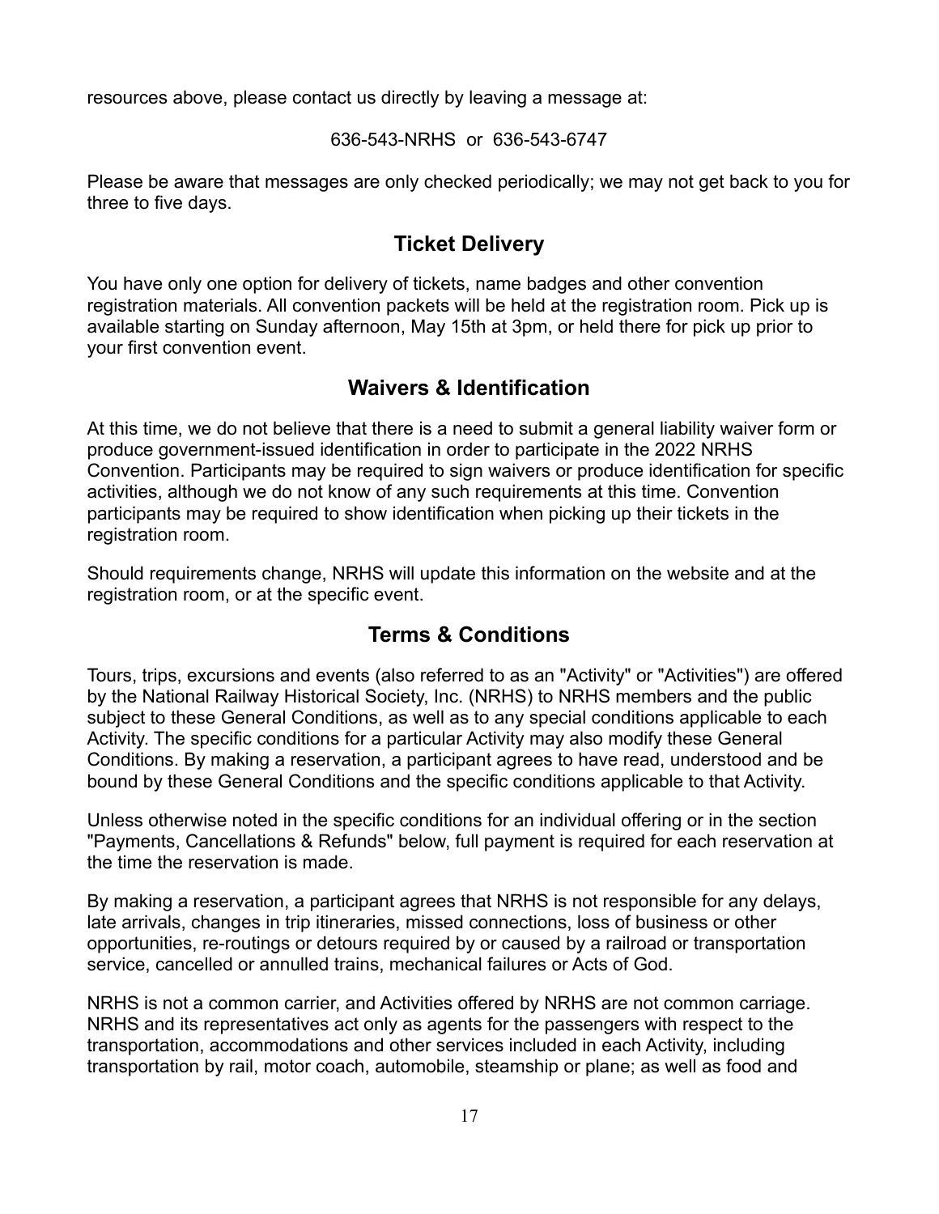resources above, please contact us directly by leaving a message at:

636-543-NRHS or 636-543-6747

Please be aware that messages are only checked periodically; we may not get back to you for three to five days.

## Ticket Delivery

You have only one option for delivery of tickets, name badges and other convention registration materials. All convention packets will be held at the registration room. Pick up is available starting on Sunday afternoon, May 15th at 3pm, or held there for pick up prior to your first convention event.

## Waivers & Identification

At this time, we do not believe that there is a need to submit a general liability waiver form or produce government-issued identification in order to participate in the 2022 NRHS Convention. Participants may be required to sign waivers or produce identification for specific activities, although we do not know of any such requirements at this time. Convention participants may be required to show identification when picking up their tickets in the registration room.

Should requirements change, NRHS will update this information on the website and at the registration room, or at the specific event.

## Terms & Conditions

Tours, trips, excursions and events (also referred to as an "Activity" or "Activities") are offered by the National Railway Historical Society, Inc. (NRHS) to NRHS members and the public subject to these General Conditions, as well as to any special conditions applicable to each Activity. The specific conditions for a particular Activity may also modify these General Conditions. By making a reservation, a participant agrees to have read, understood and be bound by these General Conditions and the specific conditions applicable to that Activity.

Unless otherwise noted in the specific conditions for an individual offering or in the section "Payments, Cancellations & Refunds" below, full payment is required for each reservation at the time the reservation is made.

By making a reservation, a participant agrees that NRHS is not responsible for any delays, late arrivals, changes in trip itineraries, missed connections, loss of business or other opportunities, re-routings or detours required by or caused by a railroad or transportation service, cancelled or annulled trains, mechanical failures or Acts of God.

NRHS is not a common carrier, and Activities offered by NRHS are not common carriage. NRHS and its representatives act only as agents for the passengers with respect to the transportation, accommodations and other services included in each Activity, including transportation by rail, motor coach, automobile, steamship or plane; as well as food and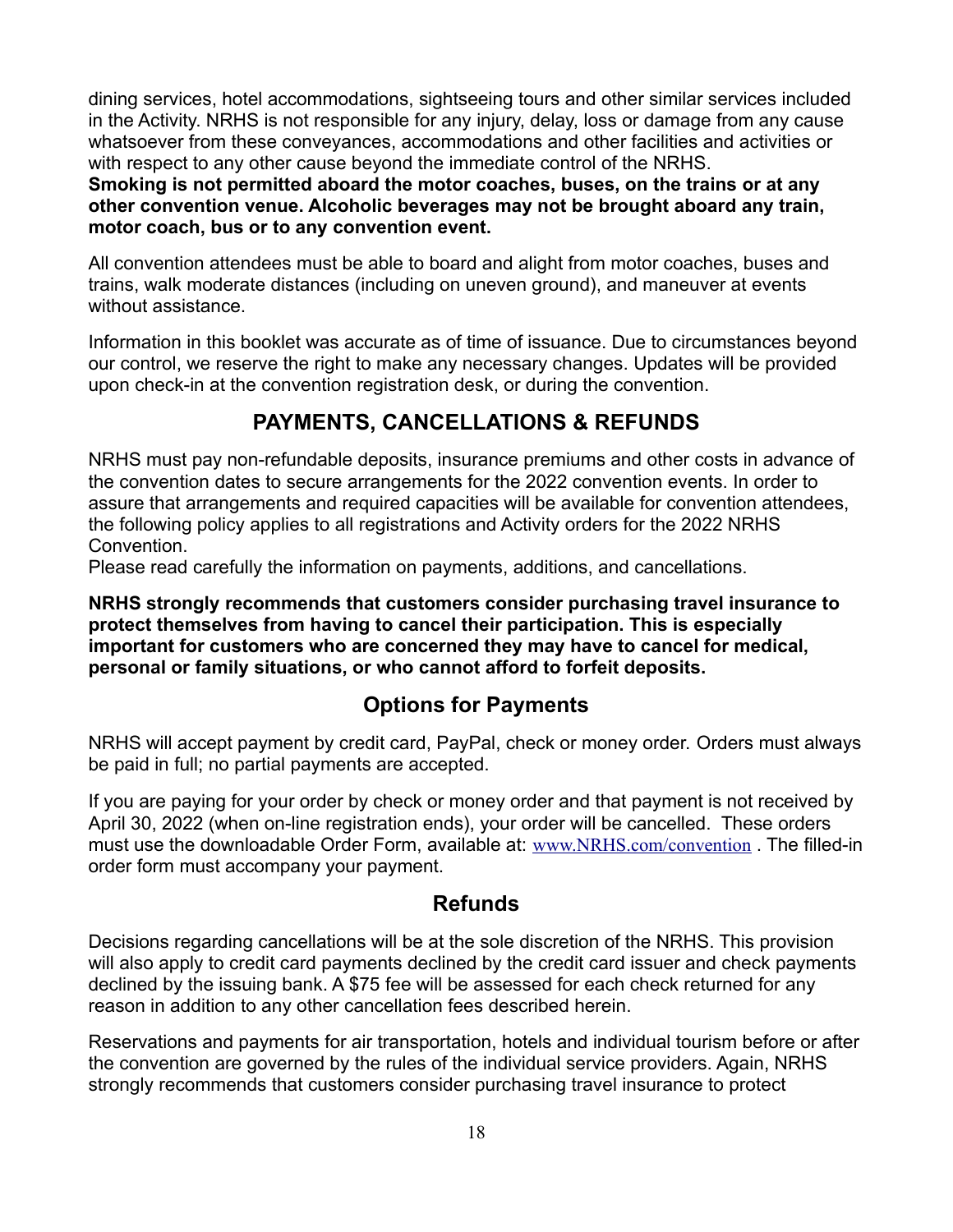dining services, hotel accommodations, sightseeing tours and other similar services included in the Activity. NRHS is not responsible for any injury, delay, loss or damage from any cause whatsoever from these conveyances, accommodations and other facilities and activities or with respect to any other cause beyond the immediate control of the NRHS.

**Smoking is not permitted aboard the motor coaches, buses, on the trains or at any other convention venue. Alcoholic beverages may not be brought aboard any train, motor coach, bus or to any convention event.**

All convention attendees must be able to board and alight from motor coaches, buses and trains, walk moderate distances (including on uneven ground), and maneuver at events without assistance.

Information in this booklet was accurate as of time of issuance. Due to circumstances beyond our control, we reserve the right to make any necessary changes. Updates will be provided upon check-in at the convention registration desk, or during the convention.

## PAYMENTS, CANCELLATIONS & REFUNDS

NRHS must pay non-refundable deposits, insurance premiums and other costs in advance of the convention dates to secure arrangements for the 2022 convention events. In order to assure that arrangements and required capacities will be available for convention attendees, the following policy applies to all registrations and Activity orders for the 2022 NRHS Convention.

Please read carefully the information on payments, additions, and cancellations.

**NRHS strongly recommends that customers consider purchasing travel insurance to protect themselves from having to cancel their participation. This is especially important for customers who are concerned they may have to cancel for medical, personal or family situations, or who cannot afford to forfeit deposits.**

### Options for Payments

NRHS will accept payment by credit card, PayPal, check or money order. Orders must always be paid in full; no partial payments are accepted.

If you are paying for your order by check or money order and that payment is not received by April 30, 2022 (when on-line registration ends), your order will be cancelled. These orders must use the downloadable Order Form, available at: www.NRHS.com/convention . The filled-in order form must accompany your payment.

### Refunds

Decisions regarding cancellations will be at the sole discretion of the NRHS. This provision will also apply to credit card payments declined by the credit card issuer and check payments declined by the issuing bank. A $75 fee will be assessed for each check returned for any reason in addition to any other cancellation fees described herein.

Reservations and payments for air transportation, hotels and individual tourism before or after the convention are governed by the rules of the individual service providers. Again, NRHS strongly recommends that customers consider purchasing travel insurance to protect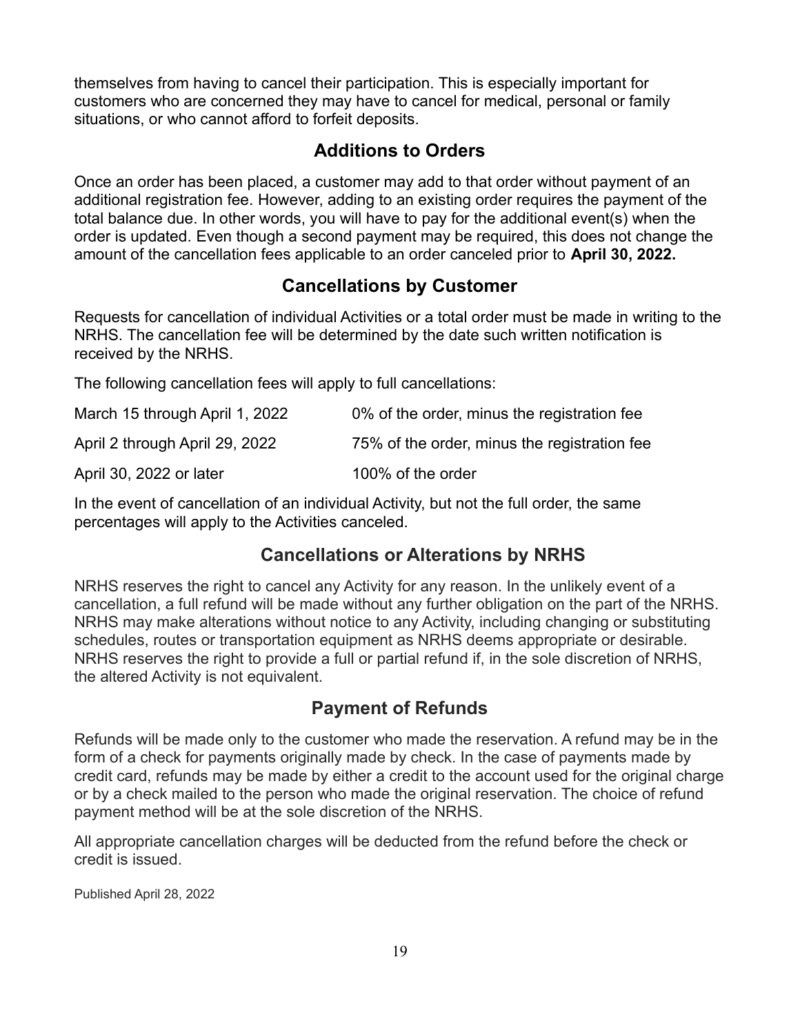themselves from having to cancel their participation. This is especially important for customers who are concerned they may have to cancel for medical, personal or family situations, or who cannot afford to forfeit deposits.

## Additions to Orders

Once an order has been placed, a customer may add to that order without payment of an additional registration fee. However, adding to an existing order requires the payment of the total balance due. In other words, you will have to pay for the additional event(s) when the order is updated. Even though a second payment may be required, this does not change the amount of the cancellation fees applicable to an order canceled prior to **April 30, 2022.**

## Cancellations by Customer

Requests for cancellation of individual Activities or a total order must be made in writing to the NRHS. The cancellation fee will be determined by the date such written notification is received by the NRHS.

The following cancellation fees will apply to full cancellations:

| | |
|---|---|
| March 15 through April 1, 2022 | 0% of the order, minus the registration fee |
| April 2 through April 29, 2022 | 75% of the order, minus the registration fee |
| April 30, 2022 or later | 100% of the order |

In the event of cancellation of an individual Activity, but not the full order, the same percentages will apply to the Activities canceled.

## Cancellations or Alterations by NRHS

NRHS reserves the right to cancel any Activity for any reason. In the unlikely event of a cancellation, a full refund will be made without any further obligation on the part of the NRHS. NRHS may make alterations without notice to any Activity, including changing or substituting schedules, routes or transportation equipment as NRHS deems appropriate or desirable. NRHS reserves the right to provide a full or partial refund if, in the sole discretion of NRHS, the altered Activity is not equivalent.

## Payment of Refunds

Refunds will be made only to the customer who made the reservation. A refund may be in the form of a check for payments originally made by check. In the case of payments made by credit card, refunds may be made by either a credit to the account used for the original charge or by a check mailed to the person who made the original reservation. The choice of refund payment method will be at the sole discretion of the NRHS.

All appropriate cancellation charges will be deducted from the refund before the check or credit is issued.

Published April 28, 2022